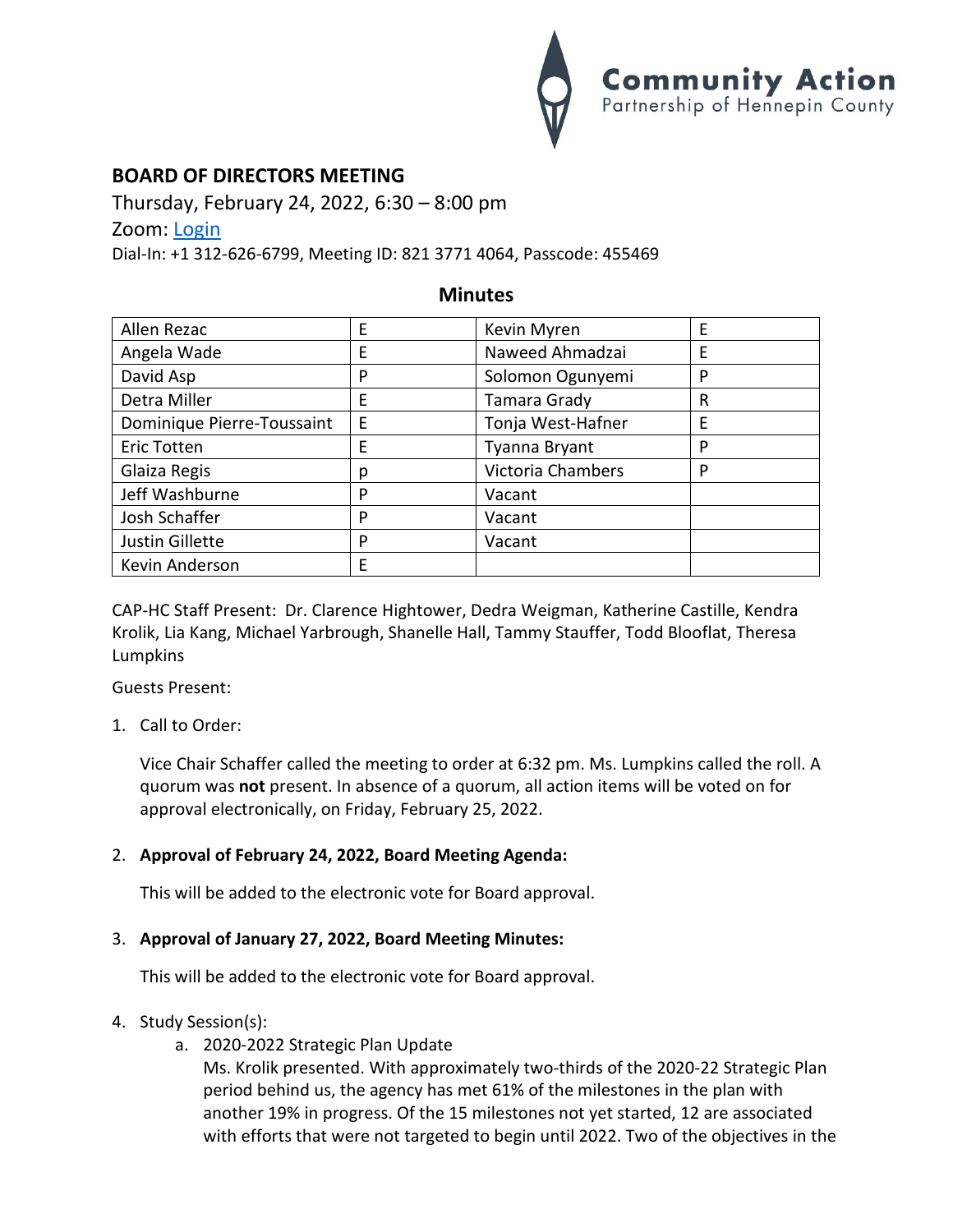Community Action Partnership of Hennepin County

## BOARD OF DIRECTORS MEETING

Thursday, February 24, 2022, 6:30 – 8:00 pm

Zoom: [Login](Login)

Dial-In: +1 312-626-6799, Meeting ID: 821 3771 4064, Passcode: 455469

### Minutes

| | | | |
|---|---|---|---|
| Allen Rezac | E | Kevin Myren | E |
| Angela Wade | E | Naweed Ahmadzai | E |
| David Asp | P | Solomon Ogunyemi | P |
| Detra Miller | E | Tamara Grady | R |
| Dominique Pierre-Toussaint | E | Tonja West-Hafner | E |
| Eric Totten | E | Tyanna Bryant | P |
| Glaiza Regis | p | Victoria Chambers | P |
| Jeff Washburne | P | Vacant | |
| Josh Schaffer | P | Vacant | |
| Justin Gillette | P | Vacant | |
| Kevin Anderson | E | | |

CAP-HC Staff Present: Dr. Clarence Hightower, Dedra Weigman, Katherine Castille, Kendra Krolik, Lia Kang, Michael Yarbrough, Shanelle Hall, Tammy Stauffer, Todd Blooflat, Theresa Lumpkins

Guests Present:

1. Call to Order:

   Vice Chair Schaffer called the meeting to order at 6:32 pm. Ms. Lumpkins called the roll. A quorum was **not** present. In absence of a quorum, all action items will be voted on for approval electronically, on Friday, February 25, 2022.

2. **Approval of February 24, 2022, Board Meeting Agenda:**

   This will be added to the electronic vote for Board approval.

3. **Approval of January 27, 2022, Board Meeting Minutes:**

   This will be added to the electronic vote for Board approval.

4. Study Session(s):
   a. 2020-2022 Strategic Plan Update
      Ms. Krolik presented. With approximately two-thirds of the 2020-22 Strategic Plan period behind us, the agency has met 61% of the milestones in the plan with another 19% in progress. Of the 15 milestones not yet started, 12 are associated with efforts that were not targeted to begin until 2022. Two of the objectives in the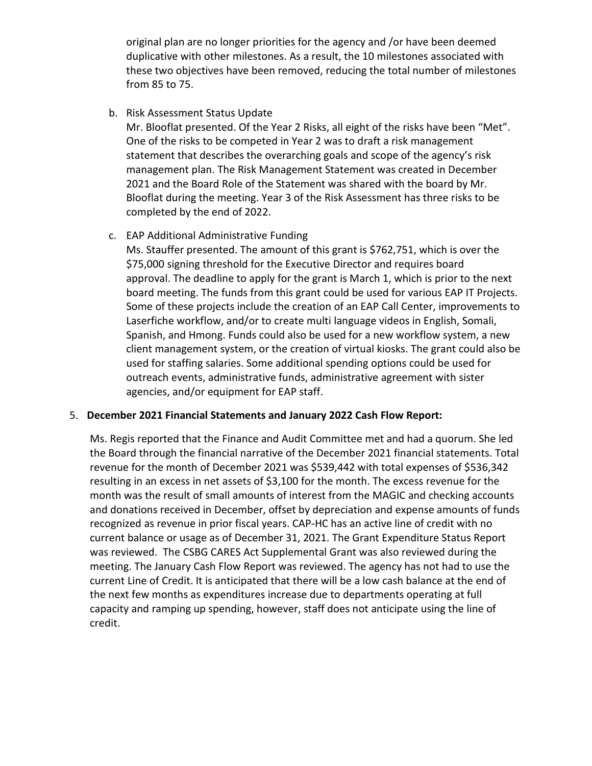original plan are no longer priorities for the agency and /or have been deemed duplicative with other milestones. As a result, the 10 milestones associated with these two objectives have been removed, reducing the total number of milestones from 85 to 75.

b. Risk Assessment Status Update

Mr. Blooflat presented. Of the Year 2 Risks, all eight of the risks have been "Met". One of the risks to be competed in Year 2 was to draft a risk management statement that describes the overarching goals and scope of the agency's risk management plan. The Risk Management Statement was created in December 2021 and the Board Role of the Statement was shared with the board by Mr. Blooflat during the meeting. Year 3 of the Risk Assessment has three risks to be completed by the end of 2022.

c. EAP Additional Administrative Funding

Ms. Stauffer presented. The amount of this grant is $762,751, which is over the $75,000 signing threshold for the Executive Director and requires board approval. The deadline to apply for the grant is March 1, which is prior to the next board meeting. The funds from this grant could be used for various EAP IT Projects. Some of these projects include the creation of an EAP Call Center, improvements to Laserfiche workflow, and/or to create multi language videos in English, Somali, Spanish, and Hmong. Funds could also be used for a new workflow system, a new client management system, or the creation of virtual kiosks. The grant could also be used for staffing salaries. Some additional spending options could be used for outreach events, administrative funds, administrative agreement with sister agencies, and/or equipment for EAP staff.

5. **December 2021 Financial Statements and January 2022 Cash Flow Report:**

Ms. Regis reported that the Finance and Audit Committee met and had a quorum. She led the Board through the financial narrative of the December 2021 financial statements. Total revenue for the month of December 2021 was $539,442 with total expenses of $536,342 resulting in an excess in net assets of $3,100 for the month. The excess revenue for the month was the result of small amounts of interest from the MAGIC and checking accounts and donations received in December, offset by depreciation and expense amounts of funds recognized as revenue in prior fiscal years. CAP-HC has an active line of credit with no current balance or usage as of December 31, 2021. The Grant Expenditure Status Report was reviewed. The CSBG CARES Act Supplemental Grant was also reviewed during the meeting. The January Cash Flow Report was reviewed. The agency has not had to use the current Line of Credit. It is anticipated that there will be a low cash balance at the end of the next few months as expenditures increase due to departments operating at full capacity and ramping up spending, however, staff does not anticipate using the line of credit.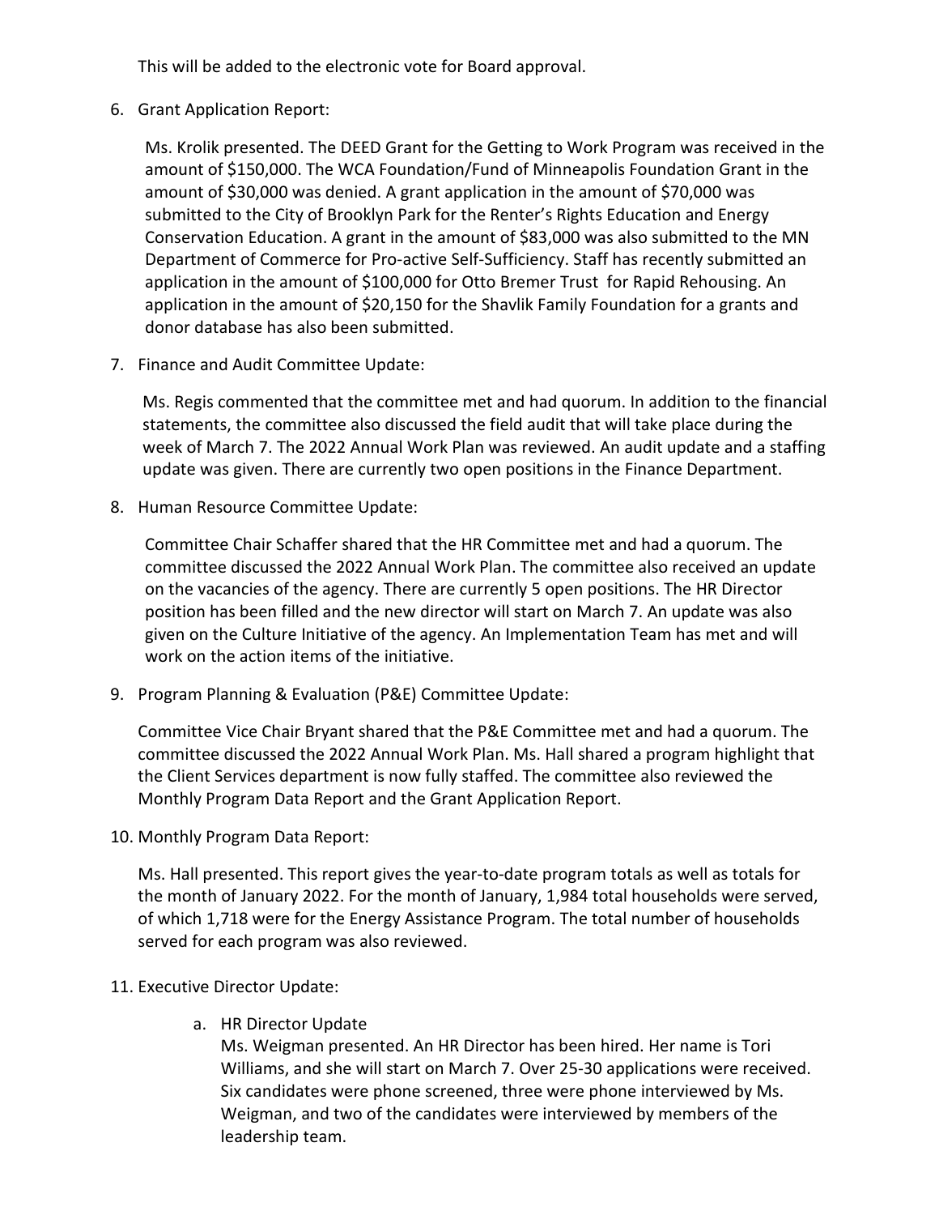This will be added to the electronic vote for Board approval.

6. Grant Application Report:

   Ms. Krolik presented. The DEED Grant for the Getting to Work Program was received in the amount of $150,000. The WCA Foundation/Fund of Minneapolis Foundation Grant in the amount of $30,000 was denied. A grant application in the amount of $70,000 was submitted to the City of Brooklyn Park for the Renter's Rights Education and Energy Conservation Education. A grant in the amount of $83,000 was also submitted to the MN Department of Commerce for Pro-active Self-Sufficiency. Staff has recently submitted an application in the amount of $100,000 for Otto Bremer Trust for Rapid Rehousing. An application in the amount of $20,150 for the Shavlik Family Foundation for a grants and donor database has also been submitted.

7. Finance and Audit Committee Update:

   Ms. Regis commented that the committee met and had quorum. In addition to the financial statements, the committee also discussed the field audit that will take place during the week of March 7. The 2022 Annual Work Plan was reviewed. An audit update and a staffing update was given. There are currently two open positions in the Finance Department.

8. Human Resource Committee Update:

   Committee Chair Schaffer shared that the HR Committee met and had a quorum. The committee discussed the 2022 Annual Work Plan. The committee also received an update on the vacancies of the agency. There are currently 5 open positions. The HR Director position has been filled and the new director will start on March 7. An update was also given on the Culture Initiative of the agency. An Implementation Team has met and will work on the action items of the initiative.

9. Program Planning & Evaluation (P&E) Committee Update:

   Committee Vice Chair Bryant shared that the P&E Committee met and had a quorum. The committee discussed the 2022 Annual Work Plan. Ms. Hall shared a program highlight that the Client Services department is now fully staffed. The committee also reviewed the Monthly Program Data Report and the Grant Application Report.

10. Monthly Program Data Report:

    Ms. Hall presented. This report gives the year-to-date program totals as well as totals for the month of January 2022. For the month of January, 1,984 total households were served, of which 1,718 were for the Energy Assistance Program. The total number of households served for each program was also reviewed.

11. Executive Director Update:

    a. HR Director Update
       Ms. Weigman presented. An HR Director has been hired. Her name is Tori Williams, and she will start on March 7. Over 25-30 applications were received. Six candidates were phone screened, three were phone interviewed by Ms. Weigman, and two of the candidates were interviewed by members of the leadership team.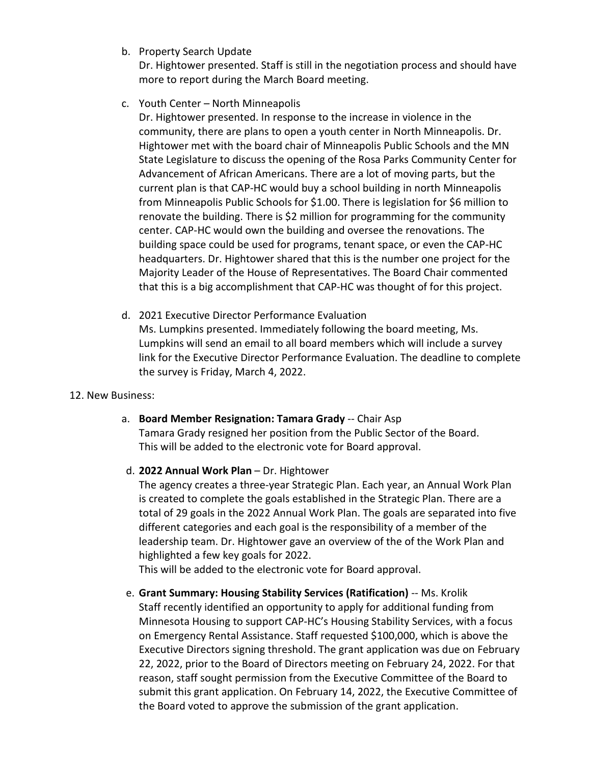b. Property Search Update
   Dr. Hightower presented. Staff is still in the negotiation process and should have more to report during the March Board meeting.

c. Youth Center – North Minneapolis
   Dr. Hightower presented. In response to the increase in violence in the community, there are plans to open a youth center in North Minneapolis. Dr. Hightower met with the board chair of Minneapolis Public Schools and the MN State Legislature to discuss the opening of the Rosa Parks Community Center for Advancement of African Americans. There are a lot of moving parts, but the current plan is that CAP-HC would buy a school building in north Minneapolis from Minneapolis Public Schools for $1.00. There is legislation for $6 million to renovate the building. There is $2 million for programming for the community center. CAP-HC would own the building and oversee the renovations. The building space could be used for programs, tenant space, or even the CAP-HC headquarters. Dr. Hightower shared that this is the number one project for the Majority Leader of the House of Representatives. The Board Chair commented that this is a big accomplishment that CAP-HC was thought of for this project.

d. 2021 Executive Director Performance Evaluation
   Ms. Lumpkins presented. Immediately following the board meeting, Ms. Lumpkins will send an email to all board members which will include a survey link for the Executive Director Performance Evaluation. The deadline to complete the survey is Friday, March 4, 2022.

12. New Business:

a. **Board Member Resignation: Tamara Grady** -- Chair Asp
   Tamara Grady resigned her position from the Public Sector of the Board. This will be added to the electronic vote for Board approval.

d. **2022 Annual Work Plan** – Dr. Hightower
   The agency creates a three-year Strategic Plan. Each year, an Annual Work Plan is created to complete the goals established in the Strategic Plan. There are a total of 29 goals in the 2022 Annual Work Plan. The goals are separated into five different categories and each goal is the responsibility of a member of the leadership team. Dr. Hightower gave an overview of the of the Work Plan and highlighted a few key goals for 2022.
   This will be added to the electronic vote for Board approval.

e. **Grant Summary: Housing Stability Services (Ratification)** -- Ms. Krolik
   Staff recently identified an opportunity to apply for additional funding from Minnesota Housing to support CAP-HC's Housing Stability Services, with a focus on Emergency Rental Assistance. Staff requested $100,000, which is above the Executive Directors signing threshold. The grant application was due on February 22, 2022, prior to the Board of Directors meeting on February 24, 2022. For that reason, staff sought permission from the Executive Committee of the Board to submit this grant application. On February 14, 2022, the Executive Committee of the Board voted to approve the submission of the grant application.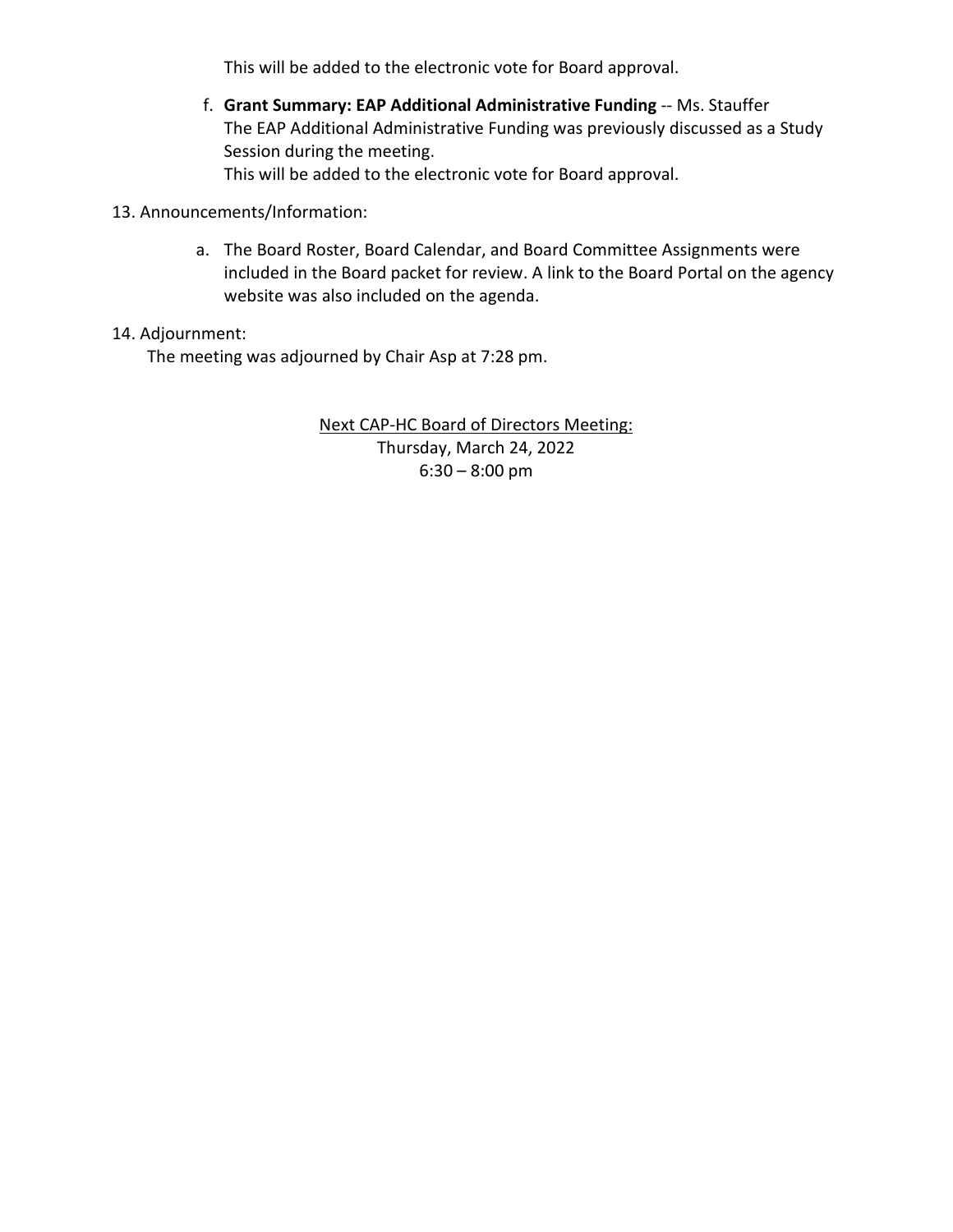This will be added to the electronic vote for Board approval.

f. **Grant Summary: EAP Additional Administrative Funding** -- Ms. Stauffer
   The EAP Additional Administrative Funding was previously discussed as a Study Session during the meeting.
   This will be added to the electronic vote for Board approval.

13. Announcements/Information:

    a. The Board Roster, Board Calendar, and Board Committee Assignments were included in the Board packet for review. A link to the Board Portal on the agency website was also included on the agenda.

14. Adjournment:
    The meeting was adjourned by Chair Asp at 7:28 pm.

<u>Next CAP-HC Board of Directors Meeting:</u>
Thursday, March 24, 2022
6:30 – 8:00 pm